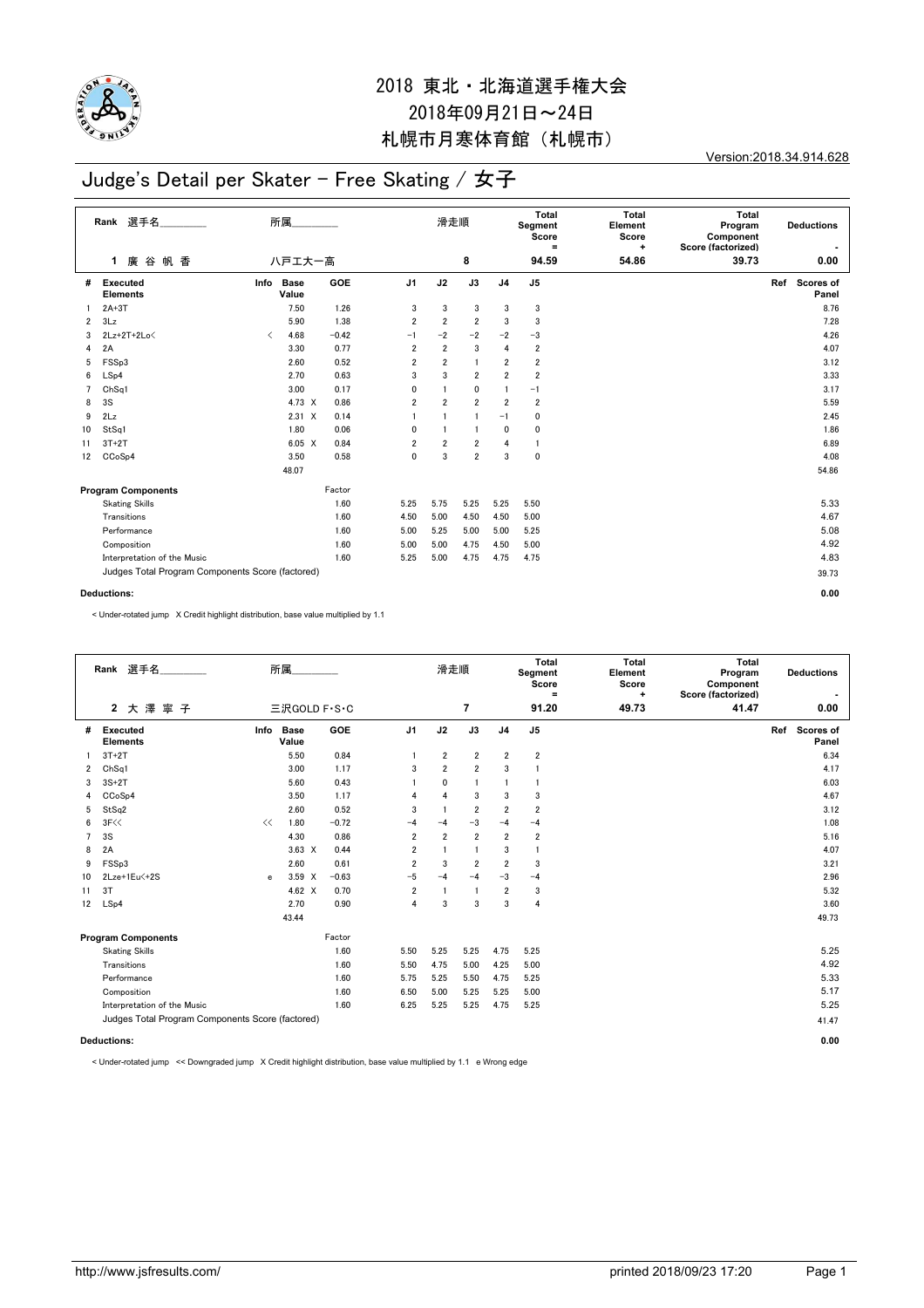# 2018 東北・北海道選手権大会

2018年09月21日～24日

札幌市月寒体育館（札幌市）

Version:2018.34.914.628

## Judge's Detail per Skater - Free Skating / 女子

| Rank | 選手名 | 所属 | 滑走順 | Total Segment Score = | Total Element Score + | Total Program Component Score (factorized) | Deductions - |
|---|---|---|---|---|---|---|---|
| 1 | 廣 谷 帆 香 | 八戸工大一高 | 8 | 94.59 | 54.86 | 39.73 | 0.00 |

| # | Executed Elements | Info | Base Value | | GOE | J1 | J2 | J3 | J4 | J5 | Ref | Scores of Panel |
|---|---|---|---|---|---|---|---|---|---|---|---|---|
| 1 | 2A+3T | | 7.50 | | 1.26 | 3 | 3 | 3 | 3 | 3 | | 8.76 |
| 2 | 3Lz | | 5.90 | | 1.38 | 2 | 2 | 2 | 3 | 3 | | 7.28 |
| 3 | 2Lz+2T+2Lo< | < | 4.68 | | −0.42 | −1 | −2 | −2 | −2 | −3 | | 4.26 |
| 4 | 2A | | 3.30 | | 0.77 | 2 | 2 | 3 | 4 | 2 | | 4.07 |
| 5 | FSSp3 | | 2.60 | | 0.52 | 2 | 2 | 1 | 2 | 2 | | 3.12 |
| 6 | LSp4 | | 2.70 | | 0.63 | 3 | 3 | 2 | 2 | 2 | | 3.33 |
| 7 | ChSq1 | | 3.00 | | 0.17 | 0 | 1 | 0 | 1 | −1 | | 3.17 |
| 8 | 3S | | 4.73 | X | 0.86 | 2 | 2 | 2 | 2 | 2 | | 5.59 |
| 9 | 2Lz | | 2.31 | X | 0.14 | 1 | 1 | 1 | −1 | 0 | | 2.45 |
| 10 | StSq1 | | 1.80 | | 0.06 | 0 | 1 | 1 | 0 | 0 | | 1.86 |
| 11 | 3T+2T | | 6.05 | X | 0.84 | 2 | 2 | 2 | 4 | 1 | | 6.89 |
| 12 | CCoSp4 | | 3.50 | | 0.58 | 0 | 3 | 2 | 3 | 0 | | 4.08 |
| | | | 48.07 | | | | | | | | | 54.86 |

| Program Components | Factor | J1 | J2 | J3 | J4 | J5 | Scores of Panel |
|---|---|---|---|---|---|---|---|
| Skating Skills | 1.60 | 5.25 | 5.75 | 5.25 | 5.25 | 5.50 | 5.33 |
| Transitions | 1.60 | 4.50 | 5.00 | 4.50 | 4.50 | 5.00 | 4.67 |
| Performance | 1.60 | 5.00 | 5.25 | 5.00 | 5.00 | 5.25 | 5.08 |
| Composition | 1.60 | 5.00 | 5.00 | 4.75 | 4.50 | 5.00 | 4.92 |
| Interpretation of the Music | 1.60 | 5.25 | 5.00 | 4.75 | 4.75 | 4.75 | 4.83 |
| Judges Total Program Components Score (factored) | | | | | | | 39.73 |

**Deductions:** 0.00

< Under-rotated jump X Credit highlight distribution, base value multiplied by 1.1

| Rank | 選手名 | 所属 | 滑走順 | Total Segment Score = | Total Element Score + | Total Program Component Score (factorized) | Deductions - |
|---|---|---|---|---|---|---|---|
| 2 | 大 澤 寧 子 | 三沢GOLD F･S･C | 7 | 91.20 | 49.73 | 41.47 | 0.00 |

| # | Executed Elements | Info | Base Value | | GOE | J1 | J2 | J3 | J4 | J5 | Ref | Scores of Panel |
|---|---|---|---|---|---|---|---|---|---|---|---|---|
| 1 | 3T+2T | | 5.50 | | 0.84 | 1 | 2 | 2 | 2 | 2 | | 6.34 |
| 2 | ChSq1 | | 3.00 | | 1.17 | 3 | 2 | 2 | 3 | 1 | | 4.17 |
| 3 | 3S+2T | | 5.60 | | 0.43 | 1 | 0 | 1 | 1 | 1 | | 6.03 |
| 4 | CCoSp4 | | 3.50 | | 1.17 | 4 | 4 | 3 | 3 | 3 | | 4.67 |
| 5 | StSq2 | | 2.60 | | 0.52 | 3 | 1 | 2 | 2 | 2 | | 3.12 |
| 6 | 3F<< | << | 1.80 | | −0.72 | −4 | −4 | −3 | −4 | −4 | | 1.08 |
| 7 | 3S | | 4.30 | | 0.86 | 2 | 2 | 2 | 2 | 2 | | 5.16 |
| 8 | 2A | | 3.63 | X | 0.44 | 2 | 1 | 1 | 3 | 1 | | 4.07 |
| 9 | FSSp3 | | 2.60 | | 0.61 | 2 | 3 | 2 | 2 | 3 | | 3.21 |
| 10 | 2Lze+1Eu<+2S | e | 3.59 | X | −0.63 | −5 | −4 | −4 | −3 | −4 | | 2.96 |
| 11 | 3T | | 4.62 | X | 0.70 | 2 | 1 | 1 | 2 | 3 | | 5.32 |
| 12 | LSp4 | | 2.70 | | 0.90 | 4 | 3 | 3 | 3 | 4 | | 3.60 |
| | | | 43.44 | | | | | | | | | 49.73 |

| Program Components | Factor | J1 | J2 | J3 | J4 | J5 | Scores of Panel |
|---|---|---|---|---|---|---|---|
| Skating Skills | 1.60 | 5.50 | 5.25 | 5.25 | 4.75 | 5.25 | 5.25 |
| Transitions | 1.60 | 5.50 | 4.75 | 5.00 | 4.25 | 5.00 | 4.92 |
| Performance | 1.60 | 5.75 | 5.25 | 5.50 | 4.75 | 5.25 | 5.33 |
| Composition | 1.60 | 6.50 | 5.00 | 5.25 | 5.25 | 5.00 | 5.17 |
| Interpretation of the Music | 1.60 | 6.25 | 5.25 | 5.25 | 4.75 | 5.25 | 5.25 |
| Judges Total Program Components Score (factored) | | | | | | | 41.47 |

**Deductions:** 0.00

< Under-rotated jump << Downgraded jump X Credit highlight distribution, base value multiplied by 1.1 e Wrong edge

http://www.jsfresults.com/ printed 2018/09/23 17:20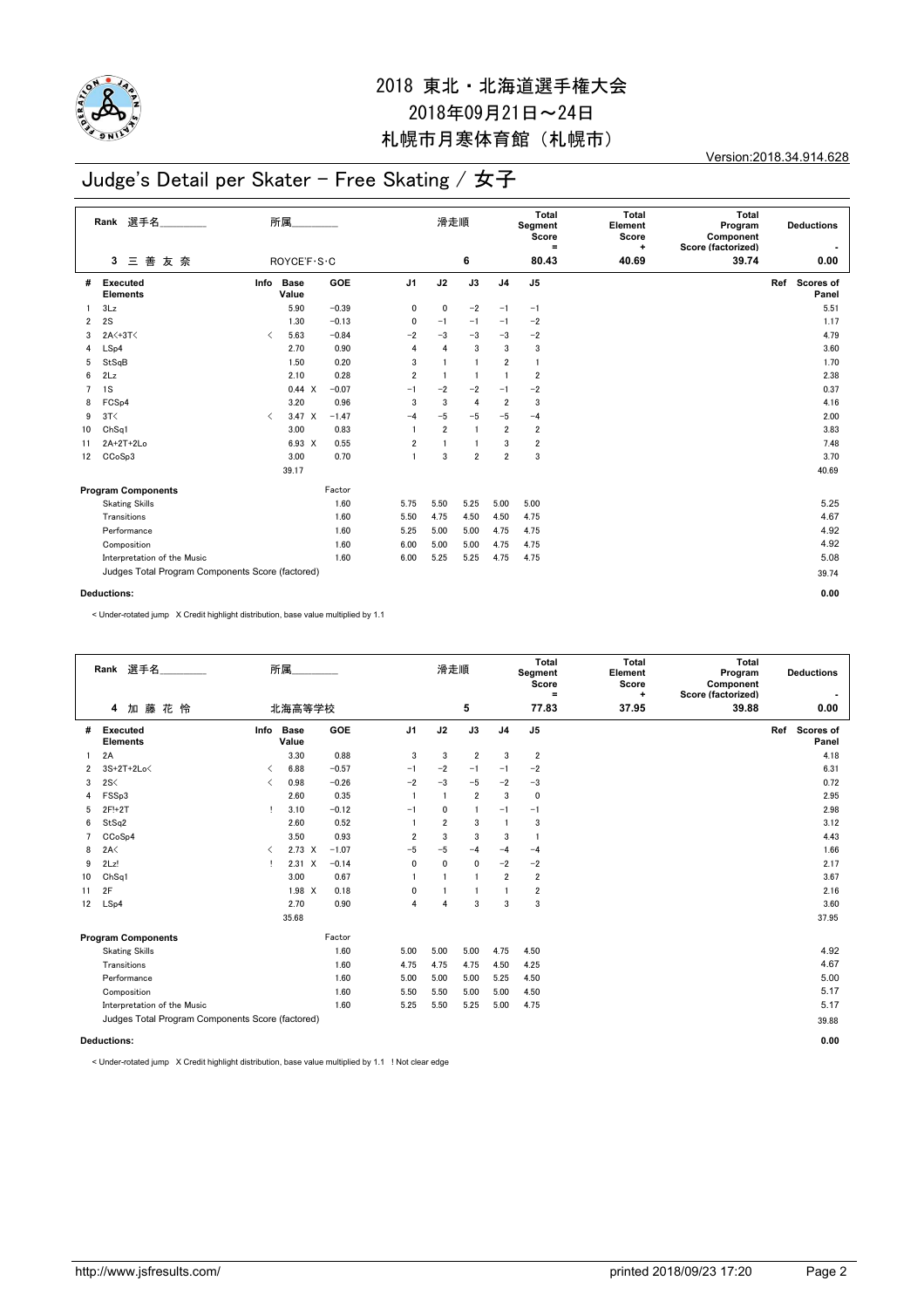# 2018 東北・北海道選手権大会
## 2018年09月21日～24日
## 札幌市月寒体育館（札幌市）

Version:2018.34.914.628

# Judge's Detail per Skater - Free Skating / 女子

| Rank | 選手名 | 所属 | 滑走順 | Total Segment Score = | Total Element Score + | Total Program Component Score (factorized) | Deductions - |
|---|---|---|---|---|---|---|---|
| 3 | 三 善 友 奈 | ROYCE'F･S･C | 6 | 80.43 | 40.69 | 39.74 | 0.00 |

| # | Executed Elements | Info | Base Value | | GOE | J1 | J2 | J3 | J4 | J5 | Ref | Scores of Panel |
|---|---|---|---|---|---|---|---|---|---|---|---|---|
| 1 | 3Lz | | 5.90 | | −0.39 | 0 | 0 | −2 | −1 | −1 | | 5.51 |
| 2 | 2S | | 1.30 | | −0.13 | 0 | −1 | −1 | −1 | −2 | | 1.17 |
| 3 | 2A<+3T< | < | 5.63 | | −0.84 | −2 | −3 | −3 | −3 | −2 | | 4.79 |
| 4 | LSp4 | | 2.70 | | 0.90 | 4 | 4 | 3 | 3 | 3 | | 3.60 |
| 5 | StSqB | | 1.50 | | 0.20 | 3 | 1 | 1 | 2 | 1 | | 1.70 |
| 6 | 2Lz | | 2.10 | | 0.28 | 2 | 1 | 1 | 1 | 2 | | 2.38 |
| 7 | 1S | | 0.44 | X | −0.07 | −1 | −2 | −2 | −1 | −2 | | 0.37 |
| 8 | FCSp4 | | 3.20 | | 0.96 | 3 | 3 | 4 | 2 | 3 | | 4.16 |
| 9 | 3T< | < | 3.47 | X | −1.47 | −4 | −5 | −5 | −5 | −4 | | 2.00 |
| 10 | ChSq1 | | 3.00 | | 0.83 | 1 | 2 | 1 | 2 | 2 | | 3.83 |
| 11 | 2A+2T+2Lo | | 6.93 | X | 0.55 | 2 | 1 | 1 | 3 | 2 | | 7.48 |
| 12 | CCoSp3 | | 3.00 | | 0.70 | 1 | 3 | 2 | 2 | 3 | | 3.70 |
| | | | 39.17 | | | | | | | | | 40.69 |

| Program Components | Factor | J1 | J2 | J3 | J4 | J5 | Scores of Panel |
|---|---|---|---|---|---|---|---|
| Skating Skills | 1.60 | 5.75 | 5.50 | 5.25 | 5.00 | 5.00 | 5.25 |
| Transitions | 1.60 | 5.50 | 4.75 | 4.50 | 4.50 | 4.75 | 4.67 |
| Performance | 1.60 | 5.25 | 5.00 | 5.00 | 4.75 | 4.75 | 4.92 |
| Composition | 1.60 | 6.00 | 5.00 | 5.00 | 4.75 | 4.75 | 4.92 |
| Interpretation of the Music | 1.60 | 6.00 | 5.25 | 5.25 | 4.75 | 4.75 | 5.08 |
| Judges Total Program Components Score (factored) | | | | | | | 39.74 |

**Deductions:** 0.00

< Under-rotated jump X Credit highlight distribution, base value multiplied by 1.1

| Rank | 選手名 | 所属 | 滑走順 | Total Segment Score = | Total Element Score + | Total Program Component Score (factorized) | Deductions - |
|---|---|---|---|---|---|---|---|
| 4 | 加 藤 花 怜 | 北海高等学校 | 5 | 77.83 | 37.95 | 39.88 | 0.00 |

| # | Executed Elements | Info | Base Value | | GOE | J1 | J2 | J3 | J4 | J5 | Ref | Scores of Panel |
|---|---|---|---|---|---|---|---|---|---|---|---|---|
| 1 | 2A | | 3.30 | | 0.88 | 3 | 3 | 2 | 3 | 2 | | 4.18 |
| 2 | 3S+2T+2Lo< | < | 6.88 | | −0.57 | −1 | −2 | −1 | −1 | −2 | | 6.31 |
| 3 | 2S< | < | 0.98 | | −0.26 | −2 | −3 | −5 | −2 | −3 | | 0.72 |
| 4 | FSSp3 | | 2.60 | | 0.35 | 1 | 1 | 2 | 3 | 0 | | 2.95 |
| 5 | 2F!+2T | ! | 3.10 | | −0.12 | −1 | 0 | 1 | −1 | −1 | | 2.98 |
| 6 | StSq2 | | 2.60 | | 0.52 | 1 | 2 | 3 | 1 | 3 | | 3.12 |
| 7 | CCoSp4 | | 3.50 | | 0.93 | 2 | 3 | 3 | 3 | 1 | | 4.43 |
| 8 | 2A< | < | 2.73 | X | −1.07 | −5 | −5 | −4 | −4 | −4 | | 1.66 |
| 9 | 2Lz! | ! | 2.31 | X | −0.14 | 0 | 0 | 0 | −2 | −2 | | 2.17 |
| 10 | ChSq1 | | 3.00 | | 0.67 | 1 | 1 | 1 | 2 | 2 | | 3.67 |
| 11 | 2F | | 1.98 | X | 0.18 | 0 | 1 | 1 | 1 | 2 | | 2.16 |
| 12 | LSp4 | | 2.70 | | 0.90 | 4 | 4 | 3 | 3 | 3 | | 3.60 |
| | | | 35.68 | | | | | | | | | 37.95 |

| Program Components | Factor | J1 | J2 | J3 | J4 | J5 | Scores of Panel |
|---|---|---|---|---|---|---|---|
| Skating Skills | 1.60 | 5.00 | 5.00 | 5.00 | 4.75 | 4.50 | 4.92 |
| Transitions | 1.60 | 4.75 | 4.75 | 4.75 | 4.50 | 4.25 | 4.67 |
| Performance | 1.60 | 5.00 | 5.00 | 5.00 | 5.25 | 4.50 | 5.00 |
| Composition | 1.60 | 5.50 | 5.50 | 5.00 | 5.00 | 4.50 | 5.17 |
| Interpretation of the Music | 1.60 | 5.25 | 5.50 | 5.25 | 5.00 | 4.75 | 5.17 |
| Judges Total Program Components Score (factored) | | | | | | | 39.88 |

**Deductions:** 0.00

< Under-rotated jump X Credit highlight distribution, base value multiplied by 1.1 ! Not clear edge

http://www.jsfresults.com/ printed 2018/09/23 17:20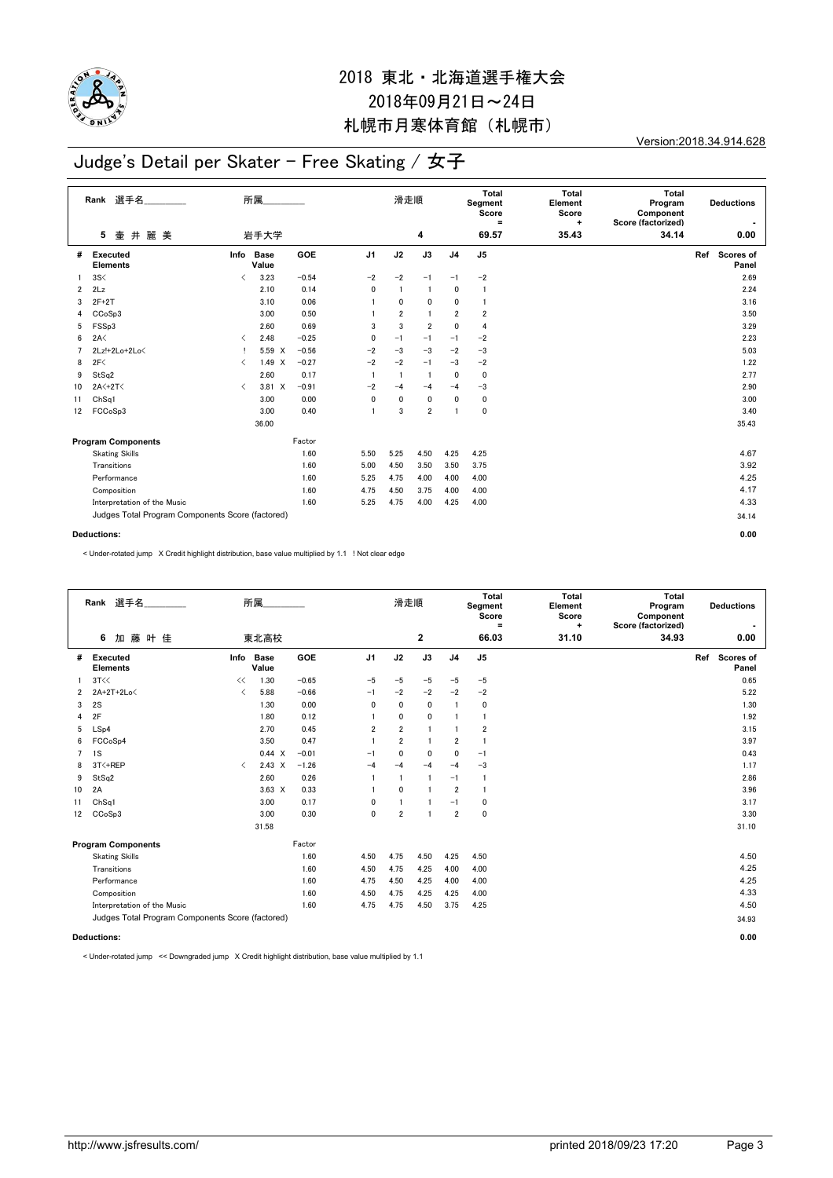# 2018 東北・北海道選手権大会

2018年09月21日～24日

札幌市月寒体育館（札幌市）

Version:2018.34.914.628

## Judge's Detail per Skater - Free Skating / 女子

| Rank | 選手名 | 所属 | 滑走順 | Total Segment Score = | Total Element Score + | Total Program Component Score (factorized) | Deductions - |
|---|---|---|---|---|---|---|---|
| 5 | 壷井麗美 | 岩手大学 | 4 | 69.57 | 35.43 | 34.14 | 0.00 |

| # | Executed Elements | Info | Base Value | | GOE | J1 | J2 | J3 | J4 | J5 | Ref | Scores of Panel |
|---|---|---|---|---|---|---|---|---|---|---|---|---|
| 1 | 3S< | < | 3.23 | | −0.54 | −2 | −2 | −1 | −1 | −2 | | 2.69 |
| 2 | 2Lz | | 2.10 | | 0.14 | 0 | 1 | 1 | 0 | 1 | | 2.24 |
| 3 | 2F+2T | | 3.10 | | 0.06 | 1 | 0 | 0 | 0 | 1 | | 3.16 |
| 4 | CCoSp3 | | 3.00 | | 0.50 | 1 | 2 | 1 | 2 | 2 | | 3.50 |
| 5 | FSSp3 | | 2.60 | | 0.69 | 3 | 3 | 2 | 0 | 4 | | 3.29 |
| 6 | 2A< | < | 2.48 | | −0.25 | 0 | −1 | −1 | −1 | −2 | | 2.23 |
| 7 | 2Lz!+2Lo+2Lo< | ! | 5.59 | X | −0.56 | −2 | −3 | −3 | −2 | −3 | | 5.03 |
| 8 | 2F< | < | 1.49 | X | −0.27 | −2 | −2 | −1 | −3 | −2 | | 1.22 |
| 9 | StSq2 | | 2.60 | | 0.17 | 1 | 1 | 1 | 0 | 0 | | 2.77 |
| 10 | 2A<+2T< | < | 3.81 | X | −0.91 | −2 | −4 | −4 | −4 | −3 | | 2.90 |
| 11 | ChSq1 | | 3.00 | | 0.00 | 0 | 0 | 0 | 0 | 0 | | 3.00 |
| 12 | FCCoSp3 | | 3.00 | | 0.40 | 1 | 3 | 2 | 1 | 0 | | 3.40 |
| | | | 36.00 | | | | | | | | | 35.43 |

| Program Components | Factor | J1 | J2 | J3 | J4 | J5 | Scores of Panel |
|---|---|---|---|---|---|---|---|
| Skating Skills | 1.60 | 5.50 | 5.25 | 4.50 | 4.25 | 4.25 | 4.67 |
| Transitions | 1.60 | 5.00 | 4.50 | 3.50 | 3.50 | 3.75 | 3.92 |
| Performance | 1.60 | 5.25 | 4.75 | 4.00 | 4.00 | 4.00 | 4.25 |
| Composition | 1.60 | 4.75 | 4.50 | 3.75 | 4.00 | 4.00 | 4.17 |
| Interpretation of the Music | 1.60 | 5.25 | 4.75 | 4.00 | 4.25 | 4.00 | 4.33 |
| Judges Total Program Components Score (factored) | | | | | | | 34.14 |

**Deductions:** 0.00

< Under-rotated jump X Credit highlight distribution, base value multiplied by 1.1 ! Not clear edge

| Rank | 選手名 | 所属 | 滑走順 | Total Segment Score = | Total Element Score + | Total Program Component Score (factorized) | Deductions - |
|---|---|---|---|---|---|---|---|
| 6 | 加藤叶佳 | 東北高校 | 2 | 66.03 | 31.10 | 34.93 | 0.00 |

| # | Executed Elements | Info | Base Value | | GOE | J1 | J2 | J3 | J4 | J5 | Ref | Scores of Panel |
|---|---|---|---|---|---|---|---|---|---|---|---|---|
| 1 | 3T<< | << | 1.30 | | −0.65 | −5 | −5 | −5 | −5 | −5 | | 0.65 |
| 2 | 2A+2T+2Lo< | < | 5.88 | | −0.66 | −1 | −2 | −2 | −2 | −2 | | 5.22 |
| 3 | 2S | | 1.30 | | 0.00 | 0 | 0 | 0 | 1 | 0 | | 1.30 |
| 4 | 2F | | 1.80 | | 0.12 | 1 | 0 | 0 | 1 | 1 | | 1.92 |
| 5 | LSp4 | | 2.70 | | 0.45 | 2 | 2 | 1 | 1 | 2 | | 3.15 |
| 6 | FCCoSp4 | | 3.50 | | 0.47 | 1 | 2 | 1 | 2 | 1 | | 3.97 |
| 7 | 1S | | 0.44 | X | −0.01 | −1 | 0 | 0 | 0 | −1 | | 0.43 |
| 8 | 3T<+REP | < | 2.43 | X | −1.26 | −4 | −4 | −4 | −4 | −3 | | 1.17 |
| 9 | StSq2 | | 2.60 | | 0.26 | 1 | 1 | 1 | −1 | 1 | | 2.86 |
| 10 | 2A | | 3.63 | X | 0.33 | 1 | 0 | 1 | 2 | 1 | | 3.96 |
| 11 | ChSq1 | | 3.00 | | 0.17 | 0 | 1 | 1 | −1 | 0 | | 3.17 |
| 12 | CCoSp3 | | 3.00 | | 0.30 | 0 | 2 | 1 | 2 | 0 | | 3.30 |
| | | | 31.58 | | | | | | | | | 31.10 |

| Program Components | Factor | J1 | J2 | J3 | J4 | J5 | Scores of Panel |
|---|---|---|---|---|---|---|---|
| Skating Skills | 1.60 | 4.50 | 4.75 | 4.50 | 4.25 | 4.50 | 4.50 |
| Transitions | 1.60 | 4.50 | 4.75 | 4.25 | 4.00 | 4.00 | 4.25 |
| Performance | 1.60 | 4.75 | 4.50 | 4.25 | 4.00 | 4.00 | 4.25 |
| Composition | 1.60 | 4.50 | 4.75 | 4.25 | 4.25 | 4.00 | 4.33 |
| Interpretation of the Music | 1.60 | 4.75 | 4.75 | 4.50 | 3.75 | 4.25 | 4.50 |
| Judges Total Program Components Score (factored) | | | | | | | 34.93 |

**Deductions:** 0.00

< Under-rotated jump << Downgraded jump X Credit highlight distribution, base value multiplied by 1.1

http://www.jsfresults.com/ printed 2018/09/23 17:20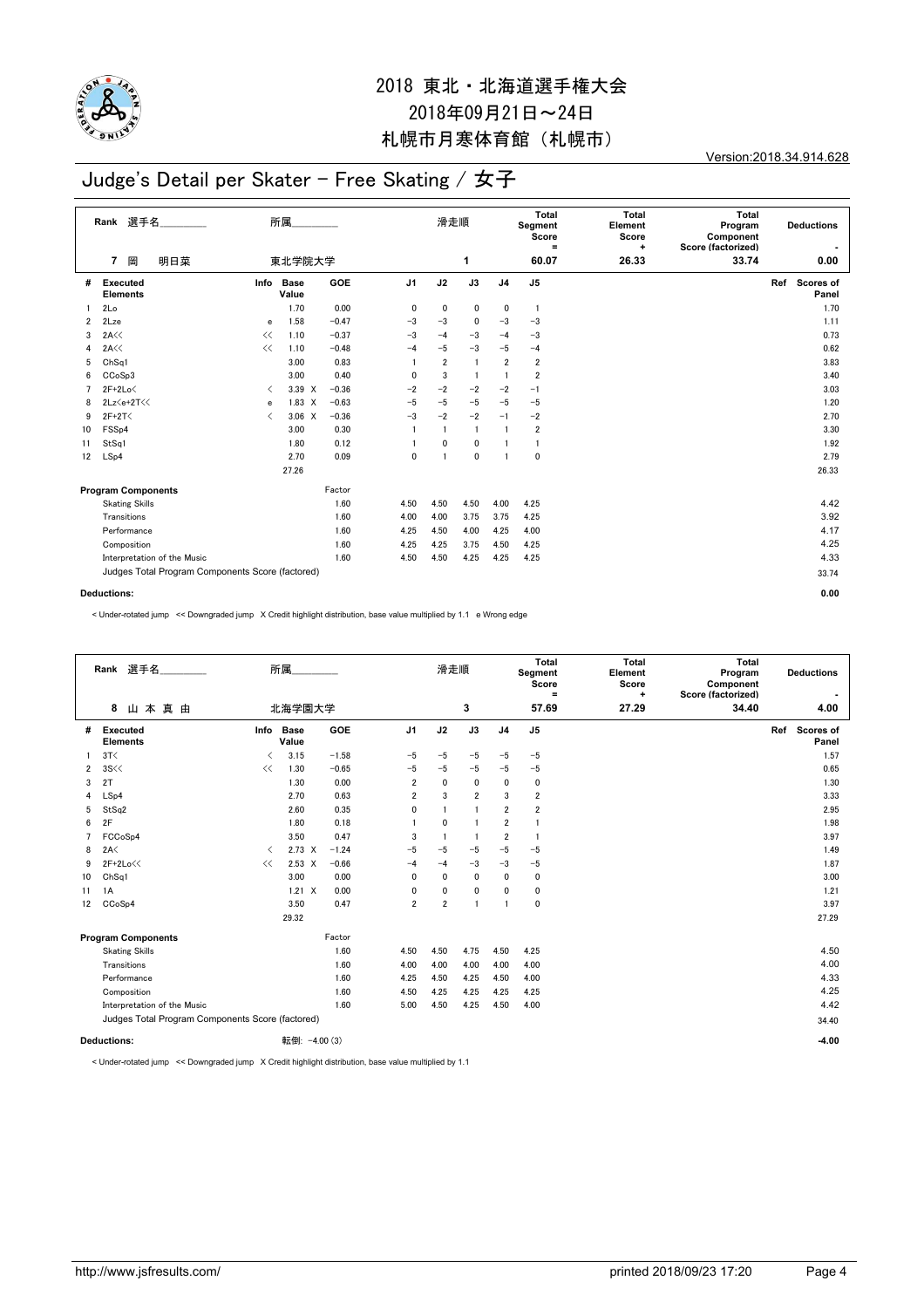# 2018 東北・北海道選手権大会

2018年09月21日～24日

札幌市月寒体育館（札幌市）

Version:2018.34.914.628

## Judge's Detail per Skater - Free Skating / 女子

| Rank | 選手名 | 所属 | 滑走順 | Total Segment Score = | Total Element Score + | Total Program Component Score (factorized) | Deductions - |
|---|---|---|---|---|---|---|---|
| 7 | 岡　明日菜 | 東北学院大学 | 1 | 60.07 | 26.33 | 33.74 | 0.00 |

| # | Executed Elements | Info | Base Value | | GOE | J1 | J2 | J3 | J4 | J5 | Ref | Scores of Panel |
|---|---|---|---|---|---|---|---|---|---|---|---|---|
| 1 | 2Lo | | 1.70 | | 0.00 | 0 | 0 | 0 | 0 | 1 | | 1.70 |
| 2 | 2Lze | e | 1.58 | | −0.47 | −3 | −3 | 0 | −3 | −3 | | 1.11 |
| 3 | 2A<< | << | 1.10 | | −0.37 | −3 | −4 | −3 | −4 | −3 | | 0.73 |
| 4 | 2A<< | << | 1.10 | | −0.48 | −4 | −5 | −3 | −5 | −4 | | 0.62 |
| 5 | ChSq1 | | 3.00 | | 0.83 | 1 | 2 | 1 | 2 | 2 | | 3.83 |
| 6 | CCoSp3 | | 3.00 | | 0.40 | 0 | 3 | 1 | 1 | 2 | | 3.40 |
| 7 | 2F+2Lo< | < | 3.39 | X | −0.36 | −2 | −2 | −2 | −2 | −1 | | 3.03 |
| 8 | 2Lz<e+2T<< | e | 1.83 | X | −0.63 | −5 | −5 | −5 | −5 | −5 | | 1.20 |
| 9 | 2F+2T< | < | 3.06 | X | −0.36 | −3 | −2 | −2 | −1 | −2 | | 2.70 |
| 10 | FSSp4 | | 3.00 | | 0.30 | 1 | 1 | 1 | 1 | 2 | | 3.30 |
| 11 | StSq1 | | 1.80 | | 0.12 | 1 | 0 | 0 | 1 | 1 | | 1.92 |
| 12 | LSp4 | | 2.70 | | 0.09 | 0 | 1 | 0 | 1 | 0 | | 2.79 |
| | | | 27.26 | | | | | | | | | 26.33 |

| Program Components | | Factor | J1 | J2 | J3 | J4 | J5 | |
|---|---|---|---|---|---|---|---|---|
| Skating Skills | | 1.60 | 4.50 | 4.50 | 4.50 | 4.00 | 4.25 | 4.42 |
| Transitions | | 1.60 | 4.00 | 4.00 | 3.75 | 3.75 | 4.25 | 3.92 |
| Performance | | 1.60 | 4.25 | 4.50 | 4.00 | 4.25 | 4.00 | 4.17 |
| Composition | | 1.60 | 4.25 | 4.25 | 3.75 | 4.50 | 4.25 | 4.25 |
| Interpretation of the Music | | 1.60 | 4.50 | 4.50 | 4.25 | 4.25 | 4.25 | 4.33 |
| Judges Total Program Components Score (factored) | | | | | | | | 33.74 |

**Deductions:** 0.00

< Under-rotated jump << Downgraded jump X Credit highlight distribution, base value multiplied by 1.1 e Wrong edge

| Rank | 選手名 | 所属 | 滑走順 | Total Segment Score = | Total Element Score + | Total Program Component Score (factorized) | Deductions - |
|---|---|---|---|---|---|---|---|
| 8 | 山 本 真 由 | 北海学園大学 | 3 | 57.69 | 27.29 | 34.40 | 4.00 |

| # | Executed Elements | Info | Base Value | | GOE | J1 | J2 | J3 | J4 | J5 | Ref | Scores of Panel |
|---|---|---|---|---|---|---|---|---|---|---|---|---|
| 1 | 3T< | < | 3.15 | | −1.58 | −5 | −5 | −5 | −5 | −5 | | 1.57 |
| 2 | 3S<< | << | 1.30 | | −0.65 | −5 | −5 | −5 | −5 | −5 | | 0.65 |
| 3 | 2T | | 1.30 | | 0.00 | 2 | 0 | 0 | 0 | 0 | | 1.30 |
| 4 | LSp4 | | 2.70 | | 0.63 | 2 | 3 | 2 | 3 | 2 | | 3.33 |
| 5 | StSq2 | | 2.60 | | 0.35 | 0 | 1 | 1 | 2 | 2 | | 2.95 |
| 6 | 2F | | 1.80 | | 0.18 | 1 | 0 | 1 | 2 | 1 | | 1.98 |
| 7 | FCCoSp4 | | 3.50 | | 0.47 | 3 | 1 | 1 | 2 | 1 | | 3.97 |
| 8 | 2A< | < | 2.73 | X | −1.24 | −5 | −5 | −5 | −5 | −5 | | 1.49 |
| 9 | 2F+2Lo<< | << | 2.53 | X | −0.66 | −4 | −4 | −3 | −3 | −5 | | 1.87 |
| 10 | ChSq1 | | 3.00 | | 0.00 | 0 | 0 | 0 | 0 | 0 | | 3.00 |
| 11 | 1A | | 1.21 | X | 0.00 | 0 | 0 | 0 | 0 | 0 | | 1.21 |
| 12 | CCoSp4 | | 3.50 | | 0.47 | 2 | 2 | 1 | 1 | 0 | | 3.97 |
| | | | 29.32 | | | | | | | | | 27.29 |

| Program Components | | Factor | J1 | J2 | J3 | J4 | J5 | |
|---|---|---|---|---|---|---|---|---|
| Skating Skills | | 1.60 | 4.50 | 4.50 | 4.75 | 4.50 | 4.25 | 4.50 |
| Transitions | | 1.60 | 4.00 | 4.00 | 4.00 | 4.00 | 4.00 | 4.00 |
| Performance | | 1.60 | 4.25 | 4.50 | 4.25 | 4.50 | 4.00 | 4.33 |
| Composition | | 1.60 | 4.50 | 4.25 | 4.25 | 4.25 | 4.25 | 4.25 |
| Interpretation of the Music | | 1.60 | 5.00 | 4.50 | 4.25 | 4.50 | 4.00 | 4.42 |
| Judges Total Program Components Score (factored) | | | | | | | | 34.40 |

**Deductions:** 転倒: −4.00 (3) **-4.00**

< Under-rotated jump << Downgraded jump X Credit highlight distribution, base value multiplied by 1.1

http://www.jsfresults.com/ printed 2018/09/23 17:20